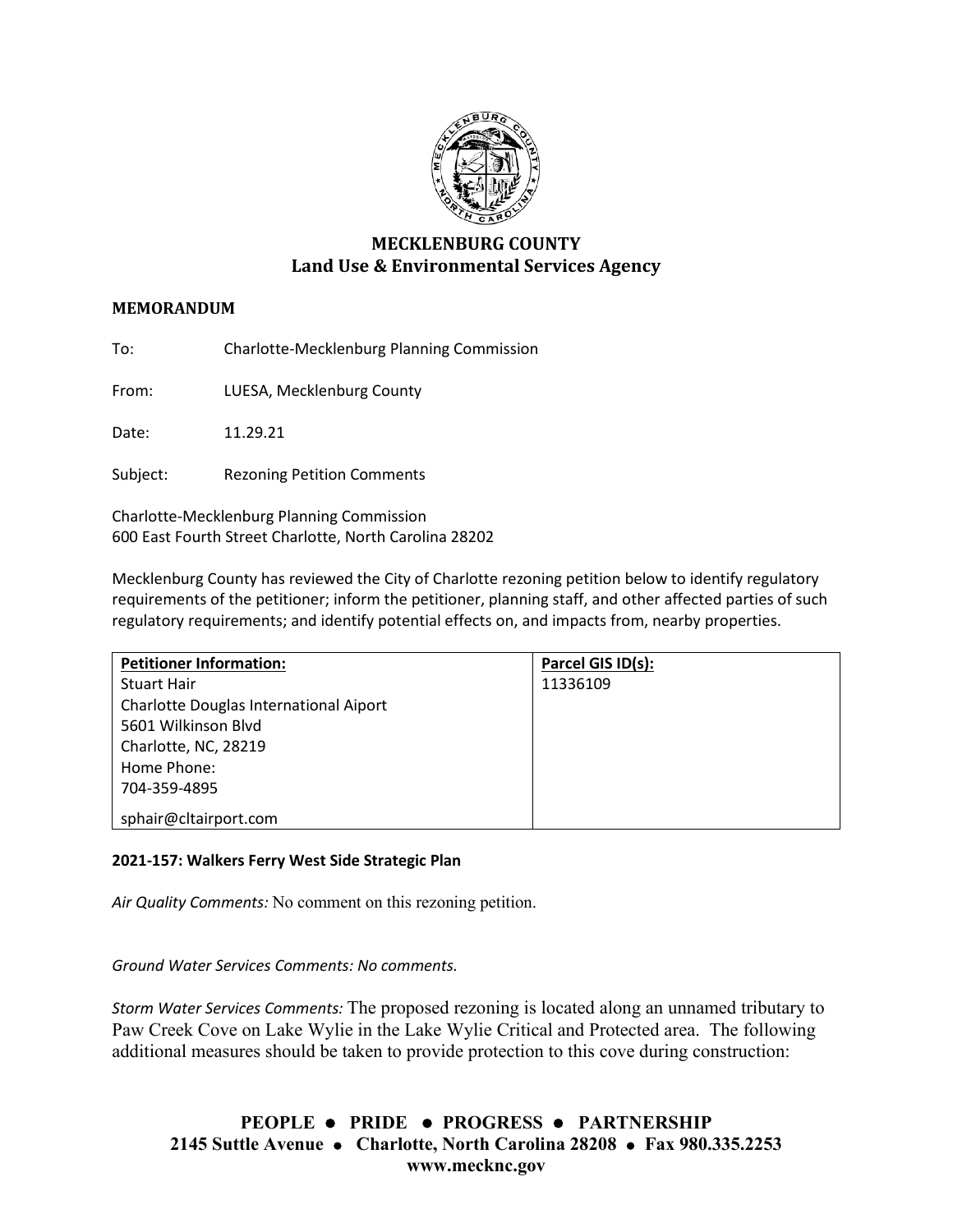## MECKLENBURG COUNTY
## Land Use & Environmental Services Agency

**MEMORANDUM**

To: Charlotte-Mecklenburg Planning Commission

From: LUESA, Mecklenburg County

Date: 11.29.21

Subject: Rezoning Petition Comments

Charlotte-Mecklenburg Planning Commission
600 East Fourth Street Charlotte, North Carolina 28202

Mecklenburg County has reviewed the City of Charlotte rezoning petition below to identify regulatory requirements of the petitioner; inform the petitioner, planning staff, and other affected parties of such regulatory requirements; and identify potential effects on, and impacts from, nearby properties.

| Petitioner Information: | Parcel GIS ID(s): |
| --- | --- |
| Stuart Hair<br>Charlotte Douglas International Aiport<br>5601 Wilkinson Blvd<br>Charlotte, NC, 28219<br>Home Phone:<br>704-359-4895<br>sphair@cltairport.com | 11336109 |

**2021-157: Walkers Ferry West Side Strategic Plan**

*Air Quality Comments:* No comment on this rezoning petition.

*Ground Water Services Comments: No comments.*

*Storm Water Services Comments:* The proposed rezoning is located along an unnamed tributary to Paw Creek Cove on Lake Wylie in the Lake Wylie Critical and Protected area. The following additional measures should be taken to provide protection to this cove during construction:

**PEOPLE • PRIDE • PROGRESS • PARTNERSHIP**
**2145 Suttle Avenue • Charlotte, North Carolina 28208 • Fax 980.335.2253**
**www.mecknc.gov**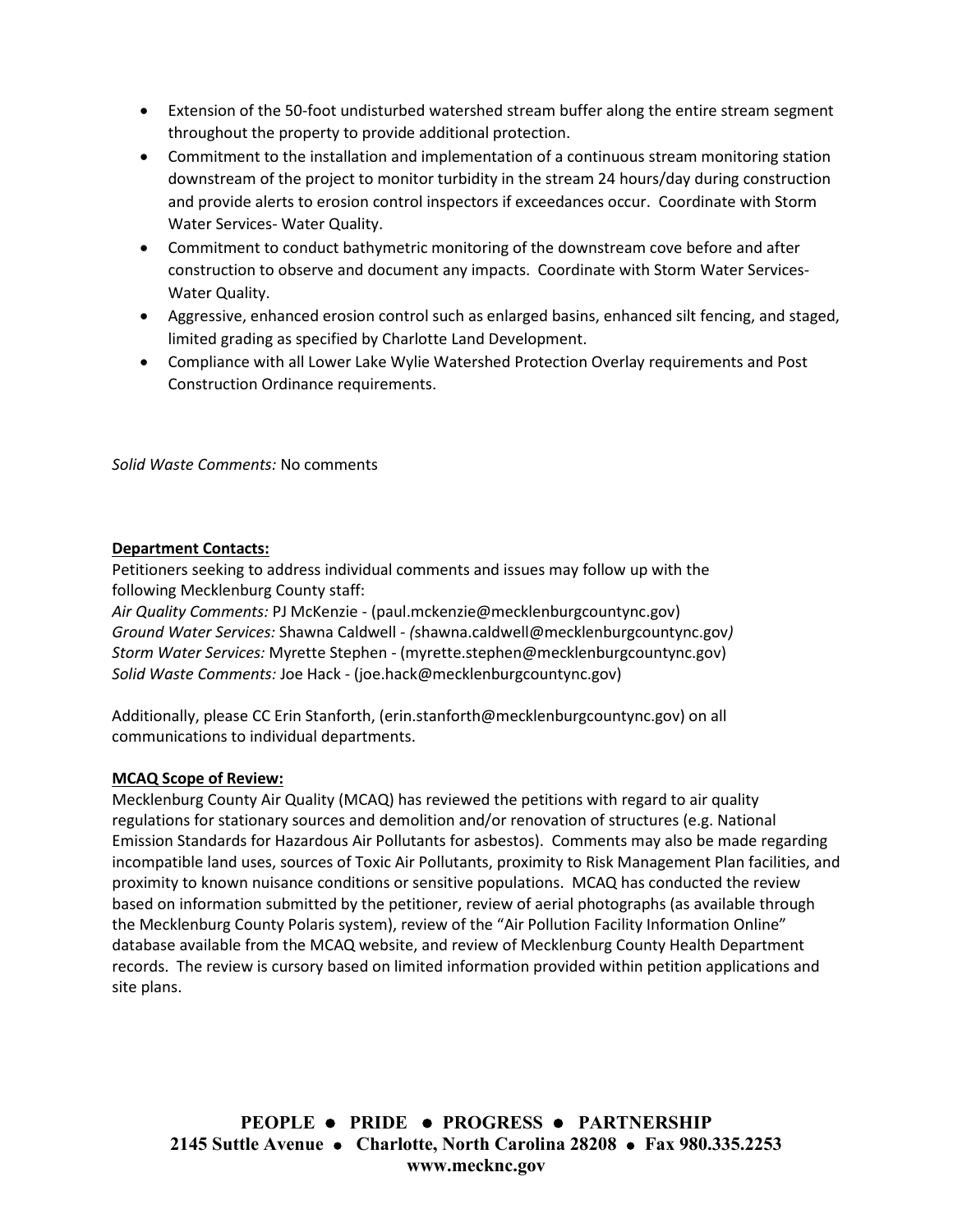- Extension of the 50-foot undisturbed watershed stream buffer along the entire stream segment throughout the property to provide additional protection.
- Commitment to the installation and implementation of a continuous stream monitoring station downstream of the project to monitor turbidity in the stream 24 hours/day during construction and provide alerts to erosion control inspectors if exceedances occur. Coordinate with Storm Water Services- Water Quality.
- Commitment to conduct bathymetric monitoring of the downstream cove before and after construction to observe and document any impacts. Coordinate with Storm Water Services- Water Quality.
- Aggressive, enhanced erosion control such as enlarged basins, enhanced silt fencing, and staged, limited grading as specified by Charlotte Land Development.
- Compliance with all Lower Lake Wylie Watershed Protection Overlay requirements and Post Construction Ordinance requirements.

*Solid Waste Comments:* No comments

**Department Contacts:**

Petitioners seeking to address individual comments and issues may follow up with the following Mecklenburg County staff:
*Air Quality Comments:* PJ McKenzie - (paul.mckenzie@mecklenburgcountync.gov)
*Ground Water Services:* Shawna Caldwell - *(*shawna.caldwell@mecklenburgcountync.gov*)*
*Storm Water Services:* Myrette Stephen - (myrette.stephen@mecklenburgcountync.gov)
*Solid Waste Comments:* Joe Hack - (joe.hack@mecklenburgcountync.gov)

Additionally, please CC Erin Stanforth, (erin.stanforth@mecklenburgcountync.gov) on all communications to individual departments.

**MCAQ Scope of Review:**

Mecklenburg County Air Quality (MCAQ) has reviewed the petitions with regard to air quality regulations for stationary sources and demolition and/or renovation of structures (e.g. National Emission Standards for Hazardous Air Pollutants for asbestos). Comments may also be made regarding incompatible land uses, sources of Toxic Air Pollutants, proximity to Risk Management Plan facilities, and proximity to known nuisance conditions or sensitive populations. MCAQ has conducted the review based on information submitted by the petitioner, review of aerial photographs (as available through the Mecklenburg County Polaris system), review of the "Air Pollution Facility Information Online" database available from the MCAQ website, and review of Mecklenburg County Health Department records. The review is cursory based on limited information provided within petition applications and site plans.

**PEOPLE • PRIDE • PROGRESS • PARTNERSHIP**
**2145 Suttle Avenue • Charlotte, North Carolina 28208 • Fax 980.335.2253**
**www.mecknc.gov**